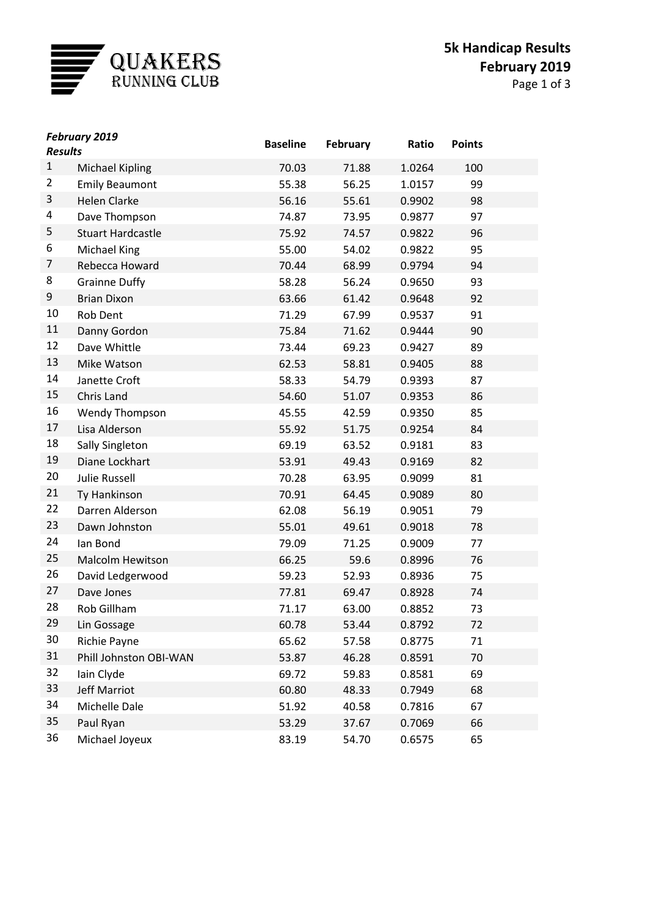QUAKERS RUNNING CLUB

# 5k Handicap Results
## February 2019

| *February 2019 Results* | | Baseline | February | Ratio | Points |
|---|---|---|---|---|---|
| 1 | Michael Kipling | 70.03 | 71.88 | 1.0264 | 100 |
| 2 | Emily Beaumont | 55.38 | 56.25 | 1.0157 | 99 |
| 3 | Helen Clarke | 56.16 | 55.61 | 0.9902 | 98 |
| 4 | Dave Thompson | 74.87 | 73.95 | 0.9877 | 97 |
| 5 | Stuart Hardcastle | 75.92 | 74.57 | 0.9822 | 96 |
| 6 | Michael King | 55.00 | 54.02 | 0.9822 | 95 |
| 7 | Rebecca Howard | 70.44 | 68.99 | 0.9794 | 94 |
| 8 | Grainne Duffy | 58.28 | 56.24 | 0.9650 | 93 |
| 9 | Brian Dixon | 63.66 | 61.42 | 0.9648 | 92 |
| 10 | Rob Dent | 71.29 | 67.99 | 0.9537 | 91 |
| 11 | Danny Gordon | 75.84 | 71.62 | 0.9444 | 90 |
| 12 | Dave Whittle | 73.44 | 69.23 | 0.9427 | 89 |
| 13 | Mike Watson | 62.53 | 58.81 | 0.9405 | 88 |
| 14 | Janette Croft | 58.33 | 54.79 | 0.9393 | 87 |
| 15 | Chris Land | 54.60 | 51.07 | 0.9353 | 86 |
| 16 | Wendy Thompson | 45.55 | 42.59 | 0.9350 | 85 |
| 17 | Lisa Alderson | 55.92 | 51.75 | 0.9254 | 84 |
| 18 | Sally Singleton | 69.19 | 63.52 | 0.9181 | 83 |
| 19 | Diane Lockhart | 53.91 | 49.43 | 0.9169 | 82 |
| 20 | Julie Russell | 70.28 | 63.95 | 0.9099 | 81 |
| 21 | Ty Hankinson | 70.91 | 64.45 | 0.9089 | 80 |
| 22 | Darren Alderson | 62.08 | 56.19 | 0.9051 | 79 |
| 23 | Dawn Johnston | 55.01 | 49.61 | 0.9018 | 78 |
| 24 | Ian Bond | 79.09 | 71.25 | 0.9009 | 77 |
| 25 | Malcolm Hewitson | 66.25 | 59.6 | 0.8996 | 76 |
| 26 | David Ledgerwood | 59.23 | 52.93 | 0.8936 | 75 |
| 27 | Dave Jones | 77.81 | 69.47 | 0.8928 | 74 |
| 28 | Rob Gillham | 71.17 | 63.00 | 0.8852 | 73 |
| 29 | Lin Gossage | 60.78 | 53.44 | 0.8792 | 72 |
| 30 | Richie Payne | 65.62 | 57.58 | 0.8775 | 71 |
| 31 | Phill Johnston OBI-WAN | 53.87 | 46.28 | 0.8591 | 70 |
| 32 | Iain Clyde | 69.72 | 59.83 | 0.8581 | 69 |
| 33 | Jeff Marriot | 60.80 | 48.33 | 0.7949 | 68 |
| 34 | Michelle Dale | 51.92 | 40.58 | 0.7816 | 67 |
| 35 | Paul Ryan | 53.29 | 37.67 | 0.7069 | 66 |
| 36 | Michael Joyeux | 83.19 | 54.70 | 0.6575 | 65 |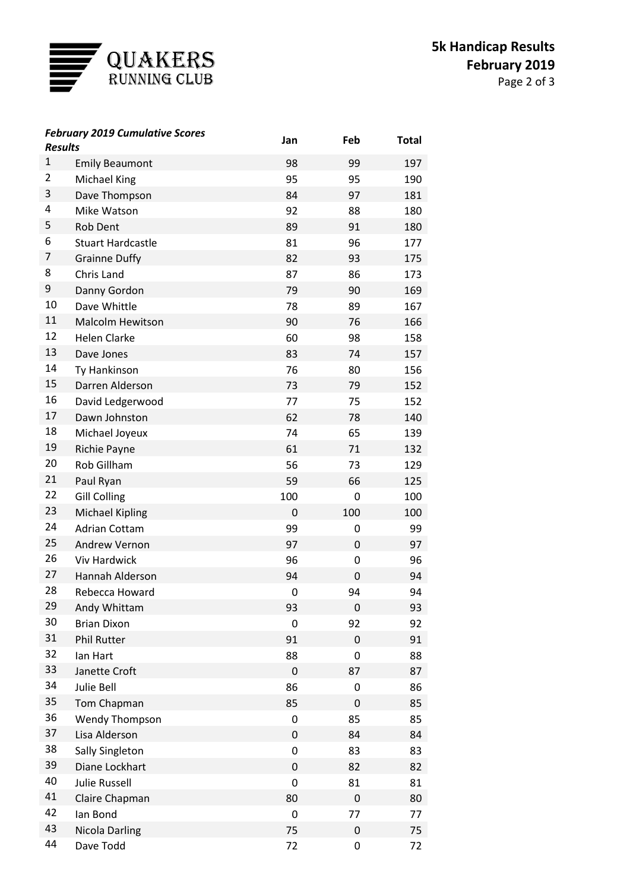QUAKERS RUNNING CLUB

**5k Handicap Results**
**February 2019**

| *February 2019 Cumulative Scores Results* | | Jan | Feb | Total |
|---|---|---|---|---|
| 1 | Emily Beaumont | 98 | 99 | 197 |
| 2 | Michael King | 95 | 95 | 190 |
| 3 | Dave Thompson | 84 | 97 | 181 |
| 4 | Mike Watson | 92 | 88 | 180 |
| 5 | Rob Dent | 89 | 91 | 180 |
| 6 | Stuart Hardcastle | 81 | 96 | 177 |
| 7 | Grainne Duffy | 82 | 93 | 175 |
| 8 | Chris Land | 87 | 86 | 173 |
| 9 | Danny Gordon | 79 | 90 | 169 |
| 10 | Dave Whittle | 78 | 89 | 167 |
| 11 | Malcolm Hewitson | 90 | 76 | 166 |
| 12 | Helen Clarke | 60 | 98 | 158 |
| 13 | Dave Jones | 83 | 74 | 157 |
| 14 | Ty Hankinson | 76 | 80 | 156 |
| 15 | Darren Alderson | 73 | 79 | 152 |
| 16 | David Ledgerwood | 77 | 75 | 152 |
| 17 | Dawn Johnston | 62 | 78 | 140 |
| 18 | Michael Joyeux | 74 | 65 | 139 |
| 19 | Richie Payne | 61 | 71 | 132 |
| 20 | Rob Gillham | 56 | 73 | 129 |
| 21 | Paul Ryan | 59 | 66 | 125 |
| 22 | Gill Colling | 100 | 0 | 100 |
| 23 | Michael Kipling | 0 | 100 | 100 |
| 24 | Adrian Cottam | 99 | 0 | 99 |
| 25 | Andrew Vernon | 97 | 0 | 97 |
| 26 | Viv Hardwick | 96 | 0 | 96 |
| 27 | Hannah Alderson | 94 | 0 | 94 |
| 28 | Rebecca Howard | 0 | 94 | 94 |
| 29 | Andy Whittam | 93 | 0 | 93 |
| 30 | Brian Dixon | 0 | 92 | 92 |
| 31 | Phil Rutter | 91 | 0 | 91 |
| 32 | Ian Hart | 88 | 0 | 88 |
| 33 | Janette Croft | 0 | 87 | 87 |
| 34 | Julie Bell | 86 | 0 | 86 |
| 35 | Tom Chapman | 85 | 0 | 85 |
| 36 | Wendy Thompson | 0 | 85 | 85 |
| 37 | Lisa Alderson | 0 | 84 | 84 |
| 38 | Sally Singleton | 0 | 83 | 83 |
| 39 | Diane Lockhart | 0 | 82 | 82 |
| 40 | Julie Russell | 0 | 81 | 81 |
| 41 | Claire Chapman | 80 | 0 | 80 |
| 42 | Ian Bond | 0 | 77 | 77 |
| 43 | Nicola Darling | 75 | 0 | 75 |
| 44 | Dave Todd | 72 | 0 | 72 |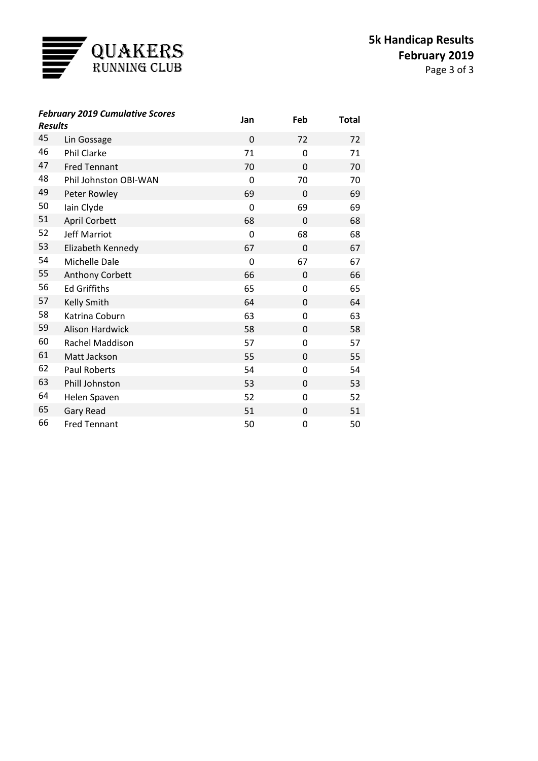QUAKERS RUNNING CLUB

## 5k Handicap Results
## February 2019

| ***February 2019 Cumulative Scores Results*** | | Jan | Feb | Total |
|---|---|---|---|---|
| 45 | Lin Gossage | 0 | 72 | 72 |
| 46 | Phil Clarke | 71 | 0 | 71 |
| 47 | Fred Tennant | 70 | 0 | 70 |
| 48 | Phil Johnston OBI-WAN | 0 | 70 | 70 |
| 49 | Peter Rowley | 69 | 0 | 69 |
| 50 | Iain Clyde | 0 | 69 | 69 |
| 51 | April Corbett | 68 | 0 | 68 |
| 52 | Jeff Marriot | 0 | 68 | 68 |
| 53 | Elizabeth Kennedy | 67 | 0 | 67 |
| 54 | Michelle Dale | 0 | 67 | 67 |
| 55 | Anthony Corbett | 66 | 0 | 66 |
| 56 | Ed Griffiths | 65 | 0 | 65 |
| 57 | Kelly Smith | 64 | 0 | 64 |
| 58 | Katrina Coburn | 63 | 0 | 63 |
| 59 | Alison Hardwick | 58 | 0 | 58 |
| 60 | Rachel Maddison | 57 | 0 | 57 |
| 61 | Matt Jackson | 55 | 0 | 55 |
| 62 | Paul Roberts | 54 | 0 | 54 |
| 63 | Phill Johnston | 53 | 0 | 53 |
| 64 | Helen Spaven | 52 | 0 | 52 |
| 65 | Gary Read | 51 | 0 | 51 |
| 66 | Fred Tennant | 50 | 0 | 50 |